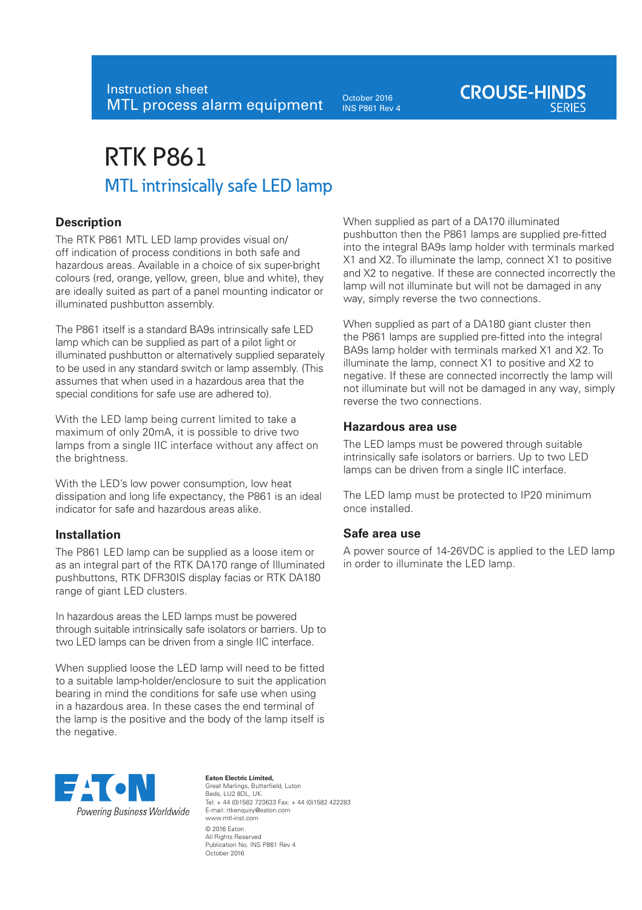Instruction sheet
MTL process alarm equipment

October 2016
INS P861 Rev 4

CROUSE-HINDS SERIES

# RTK P861

## MTL intrinsically safe LED lamp

### Description

The RTK P861 MTL LED lamp provides visual on/off indication of process conditions in both safe and hazardous areas. Available in a choice of six super-bright colours (red, orange, yellow, green, blue and white), they are ideally suited as part of a panel mounting indicator or illuminated pushbutton assembly.

The P861 itself is a standard BA9s intrinsically safe LED lamp which can be supplied as part of a pilot light or illuminated pushbutton or alternatively supplied separately to be used in any standard switch or lamp assembly. (This assumes that when used in a hazardous area that the special conditions for safe use are adhered to).

With the LED lamp being current limited to take a maximum of only 20mA, it is possible to drive two lamps from a single IIC interface without any affect on the brightness.

With the LED's low power consumption, low heat dissipation and long life expectancy, the P861 is an ideal indicator for safe and hazardous areas alike.

### Installation

The P861 LED lamp can be supplied as a loose item or as an integral part of the RTK DA170 range of Illuminated pushbuttons, RTK DFR30IS display facias or RTK DA180 range of giant LED clusters.

In hazardous areas the LED lamps must be powered through suitable intrinsically safe isolators or barriers. Up to two LED lamps can be driven from a single IIC interface.

When supplied loose the LED lamp will need to be fitted to a suitable lamp-holder/enclosure to suit the application bearing in mind the conditions for safe use when using in a hazardous area. In these cases the end terminal of the lamp is the positive and the body of the lamp itself is the negative.

When supplied as part of a DA170 illuminated pushbutton then the P861 lamps are supplied pre-fitted into the integral BA9s lamp holder with terminals marked X1 and X2. To illuminate the lamp, connect X1 to positive and X2 to negative. If these are connected incorrectly the lamp will not illuminate but will not be damaged in any way, simply reverse the two connections.

When supplied as part of a DA180 giant cluster then the P861 lamps are supplied pre-fitted into the integral BA9s lamp holder with terminals marked X1 and X2. To illuminate the lamp, connect X1 to positive and X2 to negative. If these are connected incorrectly the lamp will not illuminate but will not be damaged in any way, simply reverse the two connections.

### Hazardous area use

The LED lamps must be powered through suitable intrinsically safe isolators or barriers. Up to two LED lamps can be driven from a single IIC interface.

The LED lamp must be protected to IP20 minimum once installed.

### Safe area use

A power source of 14-26VDC is applied to the LED lamp in order to illuminate the LED lamp.

EATON
Powering Business Worldwide

**Eaton Electric Limited,**
Great Marlings, Butterfield, Luton
Beds, LU2 8DL, UK.
Tel: + 44 (0)1582 723633 Fax: + 44 (0)1582 422283
E-mail: rtkenquiry@eaton.com
www.mtl-inst.com

© 2016 Eaton
All Rights Reserved
Publication No. INS P861 Rev 4
October 2016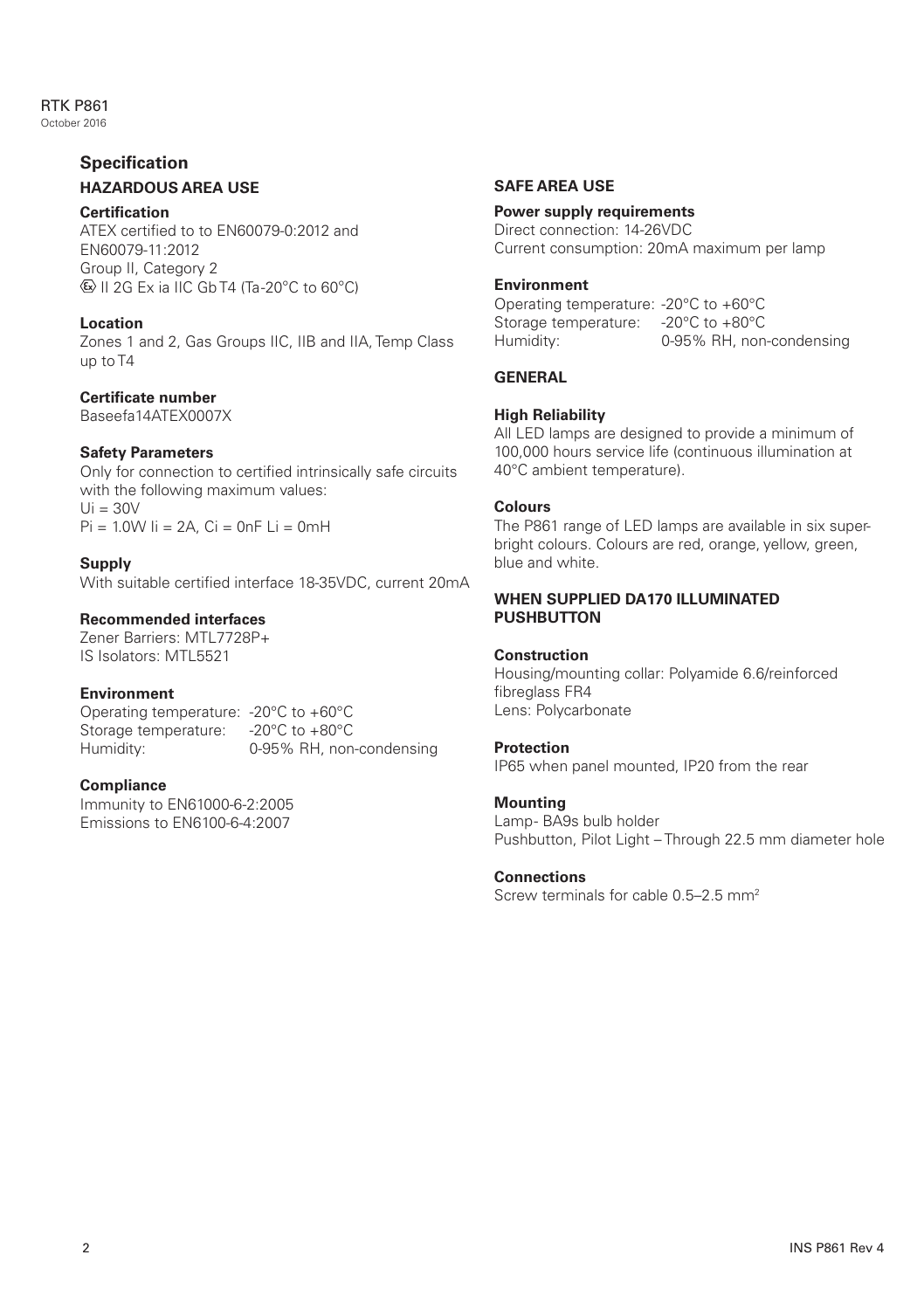## Specification

### HAZARDOUS AREA USE

**Certification**

ATEX certified to to EN60079-0:2012 and EN60079-11:2012
Group II, Category 2
Ⓔx II 2G Ex ia IIC Gb T4 (Ta-20°C to 60°C)

**Location**

Zones 1 and 2, Gas Groups IIC, IIB and IIA, Temp Class up to T4

**Certificate number**

Baseefa14ATEX0007X

**Safety Parameters**

Only for connection to certified intrinsically safe circuits with the following maximum values:
$U_i = 30V$
$P_i = 1.0W$ $I_i = 2A$, $C_i = 0nF$ $L_i = 0mH$

**Supply**

With suitable certified interface 18-35VDC, current 20mA

**Recommended interfaces**

Zener Barriers: MTL7728P+
IS Isolators: MTL5521

**Environment**

| | |
|---|---|
| Operating temperature: | -20°C to +60°C |
| Storage temperature: | -20°C to +80°C |
| Humidity: | 0-95% RH, non-condensing |

**Compliance**

Immunity to EN61000-6-2:2005
Emissions to EN6100-6-4:2007

### SAFE AREA USE

**Power supply requirements**

Direct connection: 14-26VDC
Current consumption: 20mA maximum per lamp

**Environment**

| | |
|---|---|
| Operating temperature: | -20°C to +60°C |
| Storage temperature: | -20°C to +80°C |
| Humidity: | 0-95% RH, non-condensing |

### GENERAL

**High Reliability**

All LED lamps are designed to provide a minimum of 100,000 hours service life (continuous illumination at 40°C ambient temperature).

**Colours**

The P861 range of LED lamps are available in six super-bright colours. Colours are red, orange, yellow, green, blue and white.

### WHEN SUPPLIED DA170 ILLUMINATED PUSHBUTTON

**Construction**

Housing/mounting collar: Polyamide 6.6/reinforced fibreglass FR4
Lens: Polycarbonate

**Protection**

IP65 when panel mounted, IP20 from the rear

**Mounting**

Lamp- BA9s bulb holder
Pushbutton, Pilot Light – Through 22.5 mm diameter hole

**Connections**

Screw terminals for cable 0.5–2.5 $mm^2$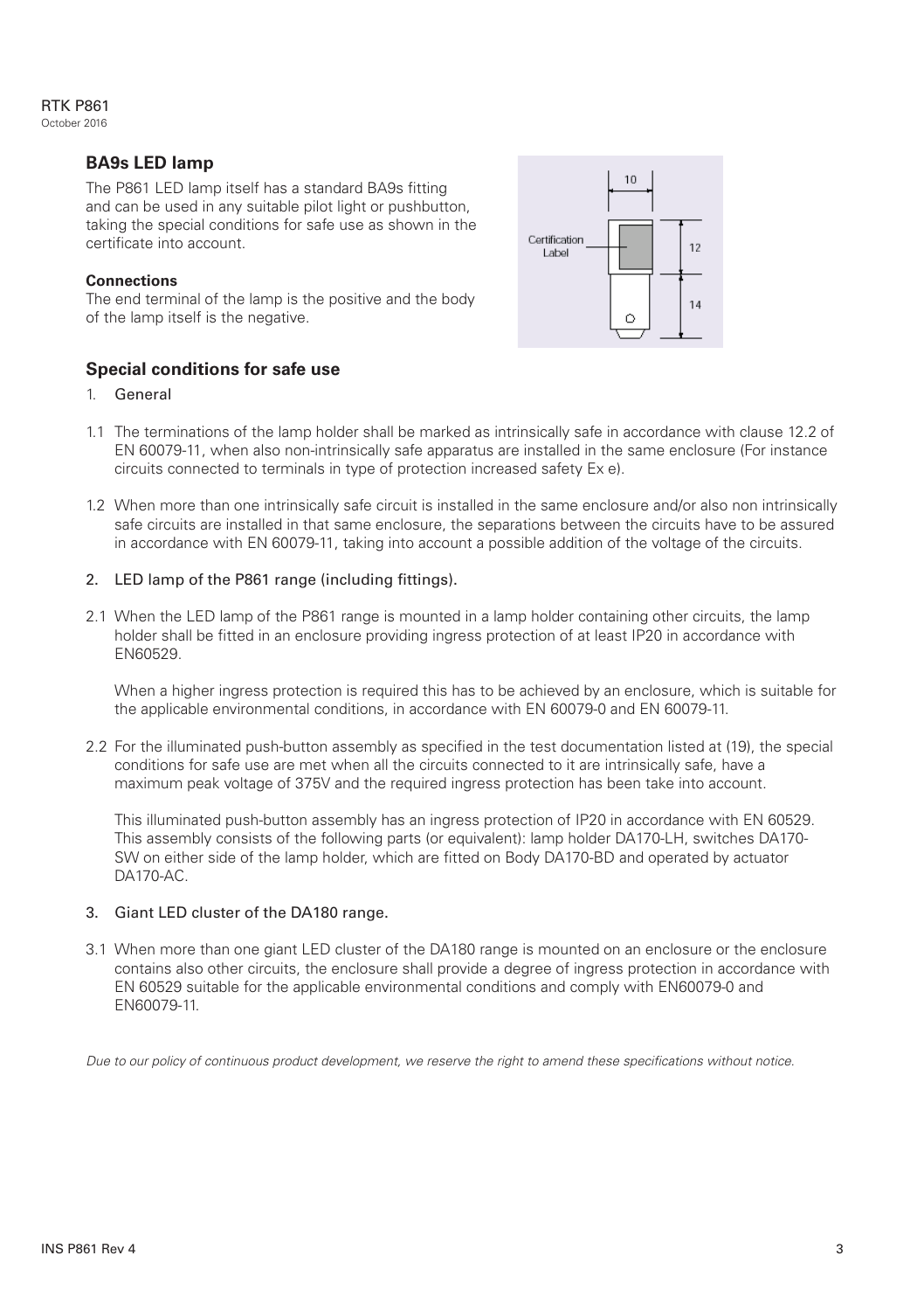## BA9s LED lamp

The P861 LED lamp itself has a standard BA9s fitting and can be used in any suitable pilot light or pushbutton, taking the special conditions for safe use as shown in the certificate into account.

**Connections**

The end terminal of the lamp is the positive and the body of the lamp itself is the negative.

10

Certification Label

12

14

## Special conditions for safe use

1. General

1.1 The terminations of the lamp holder shall be marked as intrinsically safe in accordance with clause 12.2 of EN 60079-11, when also non-intrinsically safe apparatus are installed in the same enclosure (For instance circuits connected to terminals in type of protection increased safety Ex e).

1.2 When more than one intrinsically safe circuit is installed in the same enclosure and/or also non intrinsically safe circuits are installed in that same enclosure, the separations between the circuits have to be assured in accordance with EN 60079-11, taking into account a possible addition of the voltage of the circuits.

2. LED lamp of the P861 range (including fittings).

2.1 When the LED lamp of the P861 range is mounted in a lamp holder containing other circuits, the lamp holder shall be fitted in an enclosure providing ingress protection of at least IP20 in accordance with EN60529.

When a higher ingress protection is required this has to be achieved by an enclosure, which is suitable for the applicable environmental conditions, in accordance with EN 60079-0 and EN 60079-11.

2.2 For the illuminated push-button assembly as specified in the test documentation listed at (19), the special conditions for safe use are met when all the circuits connected to it are intrinsically safe, have a maximum peak voltage of 375V and the required ingress protection has been take into account.

This illuminated push-button assembly has an ingress protection of IP20 in accordance with EN 60529. This assembly consists of the following parts (or equivalent): lamp holder DA170-LH, switches DA170-SW on either side of the lamp holder, which are fitted on Body DA170-BD and operated by actuator DA170-AC.

3. Giant LED cluster of the DA180 range.

3.1 When more than one giant LED cluster of the DA180 range is mounted on an enclosure or the enclosure contains also other circuits, the enclosure shall provide a degree of ingress protection in accordance with EN 60529 suitable for the applicable environmental conditions and comply with EN60079-0 and EN60079-11.

*Due to our policy of continuous product development, we reserve the right to amend these specifications without notice.*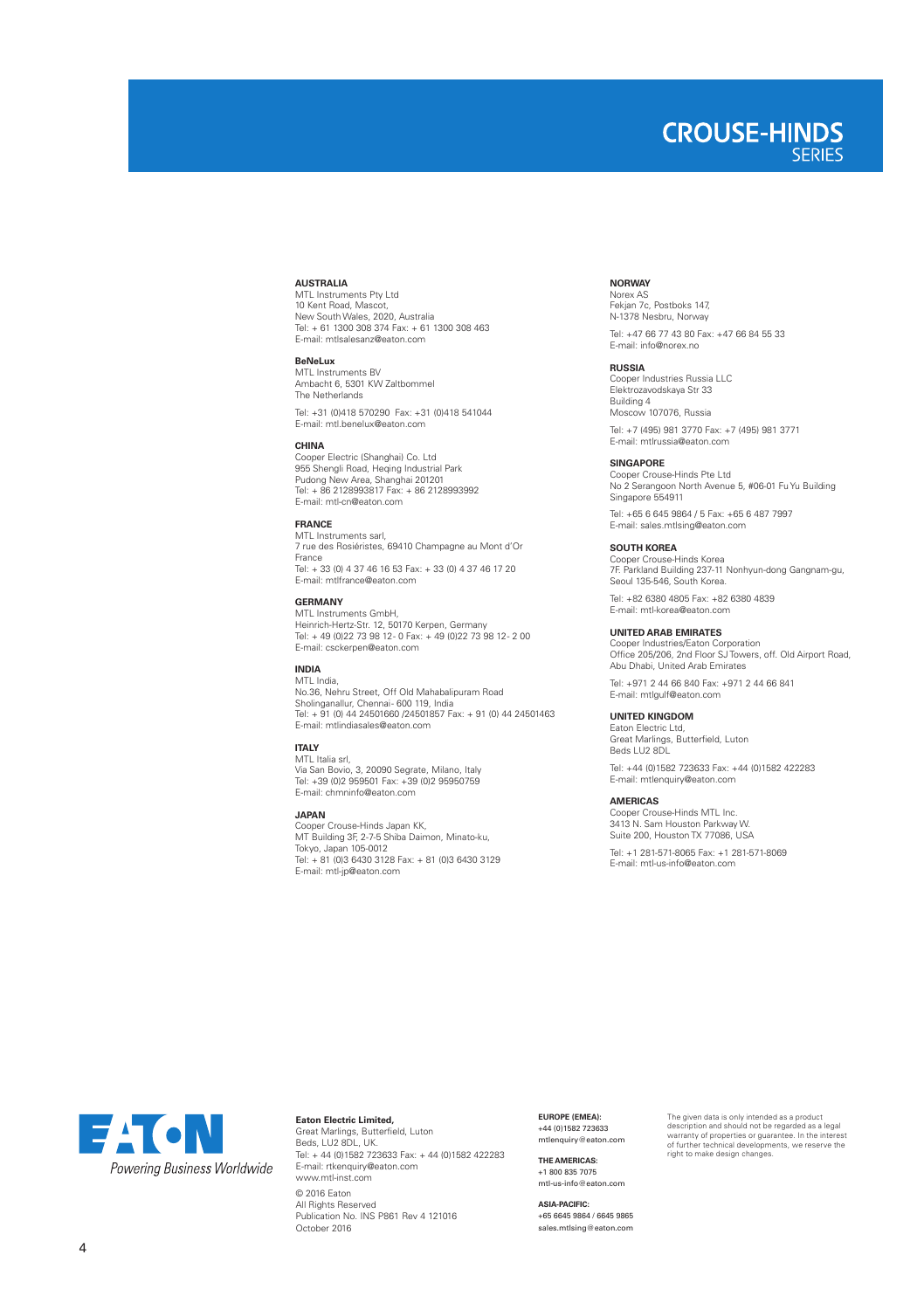**CROUSE-HINDS**
SERIES

**AUSTRALIA**
MTL Instruments Pty Ltd
10 Kent Road, Mascot,
New South Wales, 2020, Australia
Tel: + 61 1300 308 374 Fax: + 61 1300 308 463
E-mail: mtlsalesanz@eaton.com

**BeNeLux**
MTL Instruments BV
Ambacht 6, 5301 KW Zaltbommel
The Netherlands

Tel: +31 (0)418 570290 Fax: +31 (0)418 541044
E-mail: mtl.benelux@eaton.com

**CHINA**
Cooper Electric (Shanghai) Co. Ltd
955 Shengli Road, Heqing Industrial Park
Pudong New Area, Shanghai 201201
Tel: + 86 2128993817 Fax: + 86 2128993992
E-mail: mtl-cn@eaton.com

**FRANCE**
MTL Instruments sarl,
7 rue des Rosiéristes, 69410 Champagne au Mont d'Or
France
Tel: + 33 (0) 4 37 46 16 53 Fax: + 33 (0) 4 37 46 17 20
E-mail: mtlfrance@eaton.com

**GERMANY**
MTL Instruments GmbH,
Heinrich-Hertz-Str. 12, 50170 Kerpen, Germany
Tel: + 49 (0)22 73 98 12- 0 Fax: + 49 (0)22 73 98 12- 2 00
E-mail: csckerpen@eaton.com

**INDIA**
MTL India,
No.36, Nehru Street, Off Old Mahabalipuram Road
Sholinganallur, Chennai- 600 119, India
Tel: + 91 (0) 44 24501660 /24501857 Fax: + 91 (0) 44 24501463
E-mail: mtlindiasales@eaton.com

**ITALY**
MTL Italia srl,
Via San Bovio, 3, 20090 Segrate, Milano, Italy
Tel: +39 (0)2 959501 Fax: +39 (0)2 95950759
E-mail: chmninfo@eaton.com

**JAPAN**
Cooper Crouse-Hinds Japan KK,
MT Building 3F, 2-7-5 Shiba Daimon, Minato-ku,
Tokyo, Japan 105-0012
Tel: + 81 (0)3 6430 3128 Fax: + 81 (0)3 6430 3129
E-mail: mtl-jp@eaton.com

**NORWAY**
Norex AS
Fekjan 7c, Postboks 147,
N-1378 Nesbru, Norway

Tel: +47 66 77 43 80 Fax: +47 66 84 55 33
E-mail: info@norex.no

**RUSSIA**
Cooper Industries Russia LLC
Elektrozavodskaya Str 33
Building 4
Moscow 107076, Russia

Tel: +7 (495) 981 3770 Fax: +7 (495) 981 3771
E-mail: mtlrussia@eaton.com

**SINGAPORE**
Cooper Crouse-Hinds Pte Ltd
No 2 Serangoon North Avenue 5, #06-01 Fu Yu Building
Singapore 554911

Tel: +65 6 645 9864 / 5 Fax: +65 6 487 7997
E-mail: sales.mtlsing@eaton.com

**SOUTH KOREA**
Cooper Crouse-Hinds Korea
7F. Parkland Building 237-11 Nonhyun-dong Gangnam-gu,
Seoul 135-546, South Korea.

Tel: +82 6380 4805 Fax: +82 6380 4839
E-mail: mtl-korea@eaton.com

**UNITED ARAB EMIRATES**
Cooper Industries/Eaton Corporation
Office 205/206, 2nd Floor SJ Towers, off. Old Airport Road,
Abu Dhabi, United Arab Emirates

Tel: +971 2 44 66 840 Fax: +971 2 44 66 841
E-mail: mtlgulf@eaton.com

**UNITED KINGDOM**
Eaton Electric Ltd,
Great Marlings, Butterfield, Luton
Beds LU2 8DL

Tel: +44 (0)1582 723633 Fax: +44 (0)1582 422283
E-mail: mtlenquiry@eaton.com

**AMERICAS**
Cooper Crouse-Hinds MTL Inc.
3413 N. Sam Houston Parkway W.
Suite 200, Houston TX 77086, USA

Tel: +1 281-571-8065 Fax: +1 281-571-8069
E-mail: mtl-us-info@eaton.com

EATON
*Powering Business Worldwide*

**Eaton Electric Limited,**
Great Marlings, Butterfield, Luton
Beds, LU2 8DL, UK.
Tel: + 44 (0)1582 723633 Fax: + 44 (0)1582 422283
E-mail: rtkenquiry@eaton.com
www.mtl-inst.com

© 2016 Eaton
All Rights Reserved
Publication No. INS P861 Rev 4 121016
October 2016

**EUROPE (EMEA):**
+44 (0)1582 723633
mtlenquiry@eaton.com

**THE AMERICAS:**
+1 800 835 7075
mtl-us-info@eaton.com

**ASIA-PACIFIC:**
+65 6645 9864 / 6645 9865
sales.mtlsing@eaton.com

The given data is only intended as a product description and should not be regarded as a legal warranty of properties or guarantee. In the interest of further technical developments, we reserve the right to make design changes.